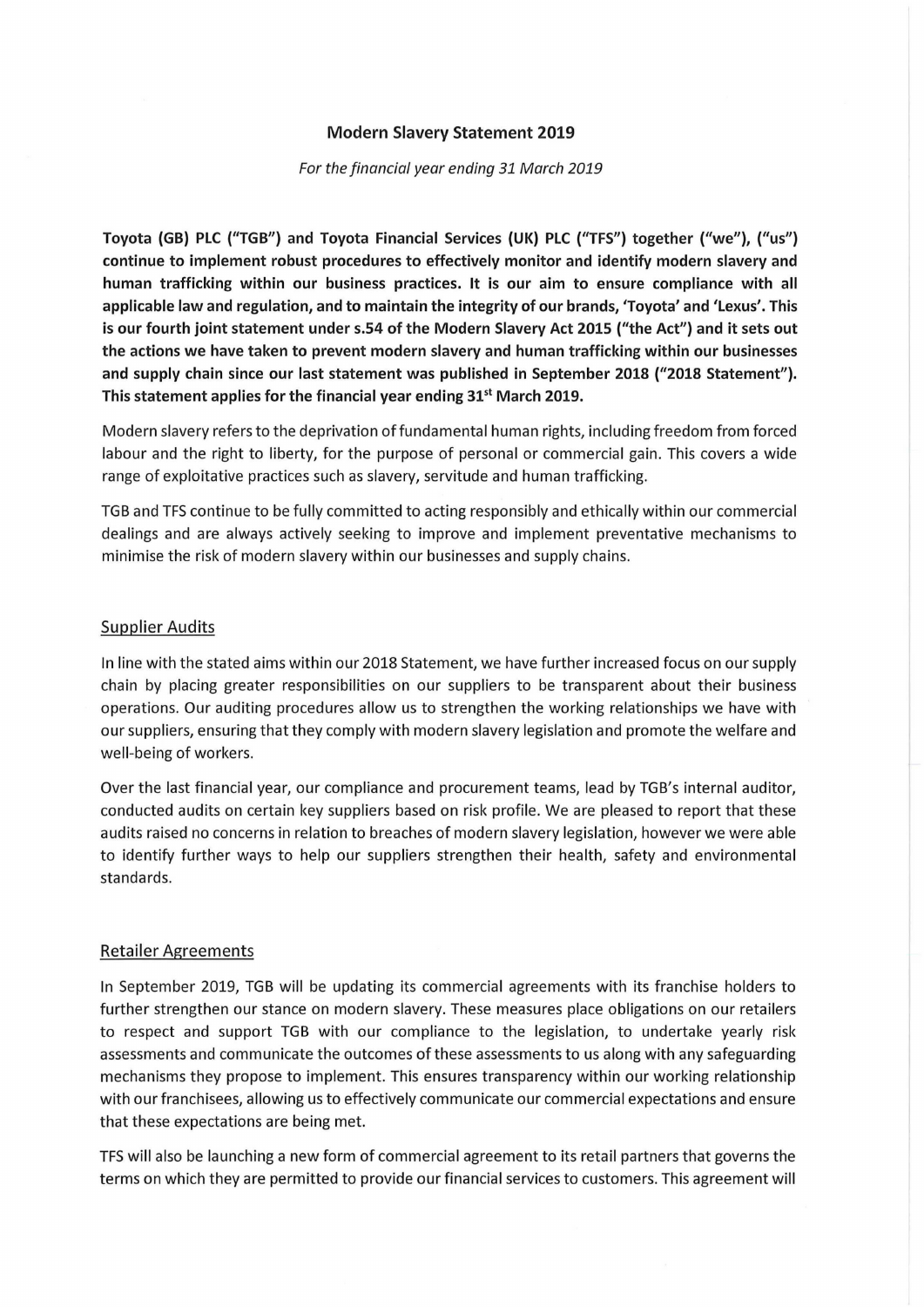# Modern Slavery Statement 2019

*For the financial year ending 31 March 2019*

**Toyota (GB) PLC ("TGB") and Toyota Financial Services (UK) PLC ("TFS") together ("we"), ("us") continue to implement robust procedures to effectively monitor and identify modern slavery and human trafficking within our business practices. It is our aim to ensure compliance with all applicable law and regulation, and to maintain the integrity of our brands, 'Toyota' and 'Lexus'. This is our fourth joint statement under s.54 of the Modern Slavery Act 2015 ("the Act") and it sets out the actions we have taken to prevent modern slavery and human trafficking within our businesses and supply chain since our last statement was published in September 2018 ("2018 Statement"). This statement applies for the financial year ending 31st March 2019.**

Modern slavery refers to the deprivation of fundamental human rights, including freedom from forced labour and the right to liberty, for the purpose of personal or commercial gain. This covers a wide range of exploitative practices such as slavery, servitude and human trafficking.

TGB and TFS continue to be fully committed to acting responsibly and ethically within our commercial dealings and are always actively seeking to improve and implement preventative mechanisms to minimise the risk of modern slavery within our businesses and supply chains.

## Supplier Audits

In line with the stated aims within our 2018 Statement, we have further increased focus on our supply chain by placing greater responsibilities on our suppliers to be transparent about their business operations. Our auditing procedures allow us to strengthen the working relationships we have with our suppliers, ensuring that they comply with modern slavery legislation and promote the welfare and well-being of workers.

Over the last financial year, our compliance and procurement teams, lead by TGB's internal auditor, conducted audits on certain key suppliers based on risk profile. We are pleased to report that these audits raised no concerns in relation to breaches of modern slavery legislation, however we were able to identify further ways to help our suppliers strengthen their health, safety and environmental standards.

## Retailer Agreements

In September 2019, TGB will be updating its commercial agreements with its franchise holders to further strengthen our stance on modern slavery. These measures place obligations on our retailers to respect and support TGB with our compliance to the legislation, to undertake yearly risk assessments and communicate the outcomes of these assessments to us along with any safeguarding mechanisms they propose to implement. This ensures transparency within our working relationship with our franchisees, allowing us to effectively communicate our commercial expectations and ensure that these expectations are being met.

TFS will also be launching a new form of commercial agreement to its retail partners that governs the terms on which they are permitted to provide our financial services to customers. This agreement will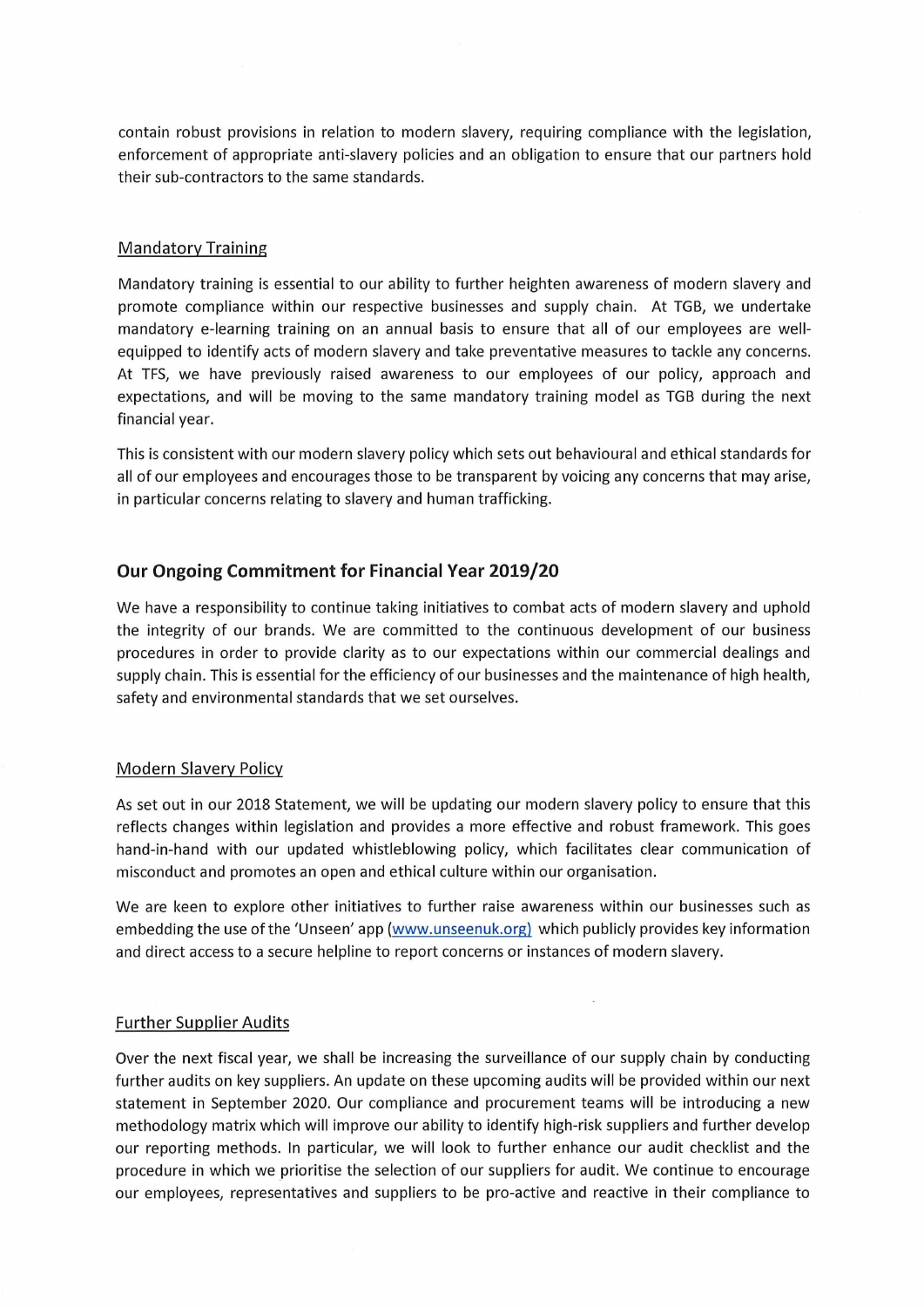contain robust provisions in relation to modern slavery, requiring compliance with the legislation, enforcement of appropriate anti-slavery policies and an obligation to ensure that our partners hold their sub-contractors to the same standards.

### Mandatory Training

Mandatory training is essential to our ability to further heighten awareness of modern slavery and promote compliance within our respective businesses and supply chain. At TGB, we undertake mandatory e-learning training on an annual basis to ensure that all of our employees are well-equipped to identify acts of modern slavery and take preventative measures to tackle any concerns. At TFS, we have previously raised awareness to our employees of our policy, approach and expectations, and will be moving to the same mandatory training model as TGB during the next financial year.

This is consistent with our modern slavery policy which sets out behavioural and ethical standards for all of our employees and encourages those to be transparent by voicing any concerns that may arise, in particular concerns relating to slavery and human trafficking.

## Our Ongoing Commitment for Financial Year 2019/20

We have a responsibility to continue taking initiatives to combat acts of modern slavery and uphold the integrity of our brands. We are committed to the continuous development of our business procedures in order to provide clarity as to our expectations within our commercial dealings and supply chain. This is essential for the efficiency of our businesses and the maintenance of high health, safety and environmental standards that we set ourselves.

### Modern Slavery Policy

As set out in our 2018 Statement, we will be updating our modern slavery policy to ensure that this reflects changes within legislation and provides a more effective and robust framework. This goes hand-in-hand with our updated whistleblowing policy, which facilitates clear communication of misconduct and promotes an open and ethical culture within our organisation.

We are keen to explore other initiatives to further raise awareness within our businesses such as embedding the use of the 'Unseen' app (www.unseenuk.org) which publicly provides key information and direct access to a secure helpline to report concerns or instances of modern slavery.

### Further Supplier Audits

Over the next fiscal year, we shall be increasing the surveillance of our supply chain by conducting further audits on key suppliers. An update on these upcoming audits will be provided within our next statement in September 2020. Our compliance and procurement teams will be introducing a new methodology matrix which will improve our ability to identify high-risk suppliers and further develop our reporting methods. In particular, we will look to further enhance our audit checklist and the procedure in which we prioritise the selection of our suppliers for audit. We continue to encourage our employees, representatives and suppliers to be pro-active and reactive in their compliance to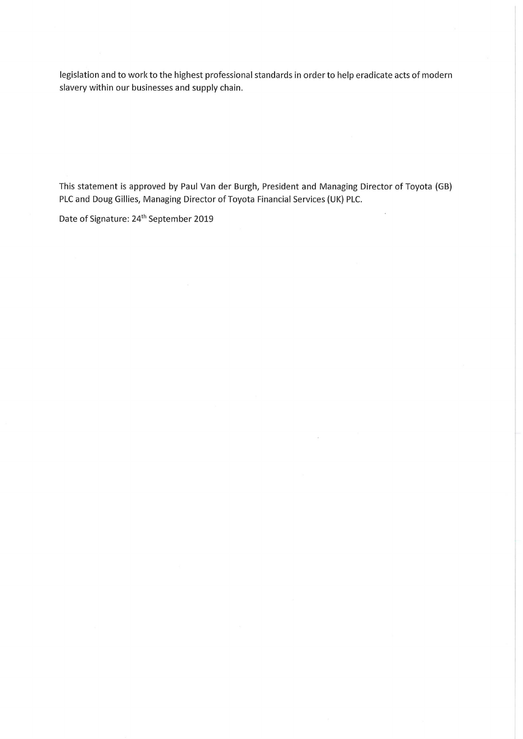legislation and to work to the highest professional standards in order to help eradicate acts of modern slavery within our businesses and supply chain.

This statement is approved by Paul Van der Burgh, President and Managing Director of Toyota (GB) PLC and Doug Gillies, Managing Director of Toyota Financial Services (UK) PLC.

Date of Signature: 24th September 2019